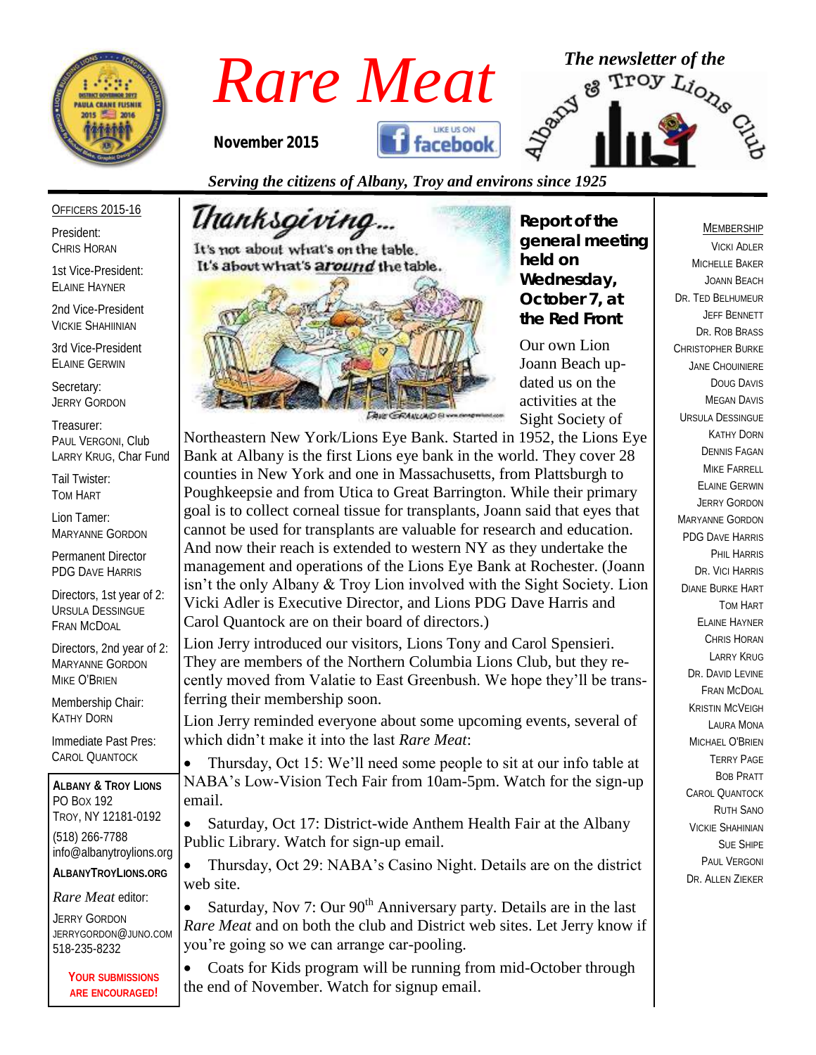# Rare Meat

November 2015

*The newsletter of the* Albany & Troy Lions Club

*Serving the citizens of Albany, Troy and environs since 1925*

OFFICERS 2015-16

President:
CHRIS HORAN

1st Vice-President:
ELAINE HAYNER

2nd Vice-President
VICKIE SHAHIINIAN

3rd Vice-President
ELAINE GERWIN

Secretary:
JERRY GORDON

Treasurer:
PAUL VERGONI, Club
LARRY KRUG, Char Fund

Tail Twister:
TOM HART

Lion Tamer:
MARYANNE GORDON

Permanent Director
PDG DAVE HARRIS

Directors, 1st year of 2:
URSULA DESSINGUE
FRAN MCDOAL

Directors, 2nd year of 2:
MARYANNE GORDON
MIKE O'BRIEN

Membership Chair:
KATHY DORN

Immediate Past Pres:
CAROL QUANTOCK

**ALBANY & TROY LIONS**
PO BOX 192
TROY, NY 12181-0192
(518) 266-7788
info@albanytroylions.org
**ALBANYTROYLIONS.ORG**

*Rare Meat* editor:
JERRY GORDON
JERRYGORDON@JUNO.COM
518-235-8232

**YOUR SUBMISSIONS ARE ENCOURAGED!**

## Report of the general meeting held on Wednesday, October 7, at the Red Front

Our own Lion Joann Beach updated us on the activities at the Sight Society of Northeastern New York/Lions Eye Bank. Started in 1952, the Lions Eye Bank at Albany is the first Lions eye bank in the world. They cover 28 counties in New York and one in Massachusetts, from Plattsburgh to Poughkeepsie and from Utica to Great Barrington. While their primary goal is to collect corneal tissue for transplants, Joann said that eyes that cannot be used for transplants are valuable for research and education. And now their reach is extended to western NY as they undertake the management and operations of the Lions Eye Bank at Rochester. (Joann isn't the only Albany & Troy Lion involved with the Sight Society. Lion Vicki Adler is Executive Director, and Lions PDG Dave Harris and Carol Quantock are on their board of directors.)

Lion Jerry introduced our visitors, Lions Tony and Carol Spensieri. They are members of the Northern Columbia Lions Club, but they recently moved from Valatie to East Greenbush. We hope they'll be transferring their membership soon.

Lion Jerry reminded everyone about some upcoming events, several of which didn't make it into the last *Rare Meat*:

- Thursday, Oct 15: We'll need some people to sit at our info table at NABA's Low-Vision Tech Fair from 10am-5pm. Watch for the sign-up email.
- Saturday, Oct 17: District-wide Anthem Health Fair at the Albany Public Library. Watch for sign-up email.
- Thursday, Oct 29: NABA's Casino Night. Details are on the district web site.
- Saturday, Nov 7: Our 90th Anniversary party. Details are in the last *Rare Meat* and on both the club and District web sites. Let Jerry know if you're going so we can arrange car-pooling.
- Coats for Kids program will be running from mid-October through the end of November. Watch for signup email.

MEMBERSHIP

VICKI ADLER
MICHELLE BAKER
JOANN BEACH
DR. TED BELHUMEUR
JEFF BENNETT
DR. ROB BRASS
CHRISTOPHER BURKE
JANE CHOUINIERE
DOUG DAVIS
MEGAN DAVIS
URSULA DESSINGUE
KATHY DORN
DENNIS FAGAN
MIKE FARRELL
ELAINE GERWIN
JERRY GORDON
MARYANNE GORDON
PDG DAVE HARRIS
PHIL HARRIS
DR. VICI HARRIS
DIANE BURKE HART
TOM HART
ELAINE HAYNER
CHRIS HORAN
LARRY KRUG
DR. DAVID LEVINE
FRAN MCDOAL
KRISTIN MCVEIGH
LAURA MONA
MICHAEL O'BRIEN
TERRY PAGE
BOB PRATT
CAROL QUANTOCK
RUTH SANO
VICKIE SHAHINIAN
SUE SHIPE
PAUL VERGONI
DR. ALLEN ZIEKER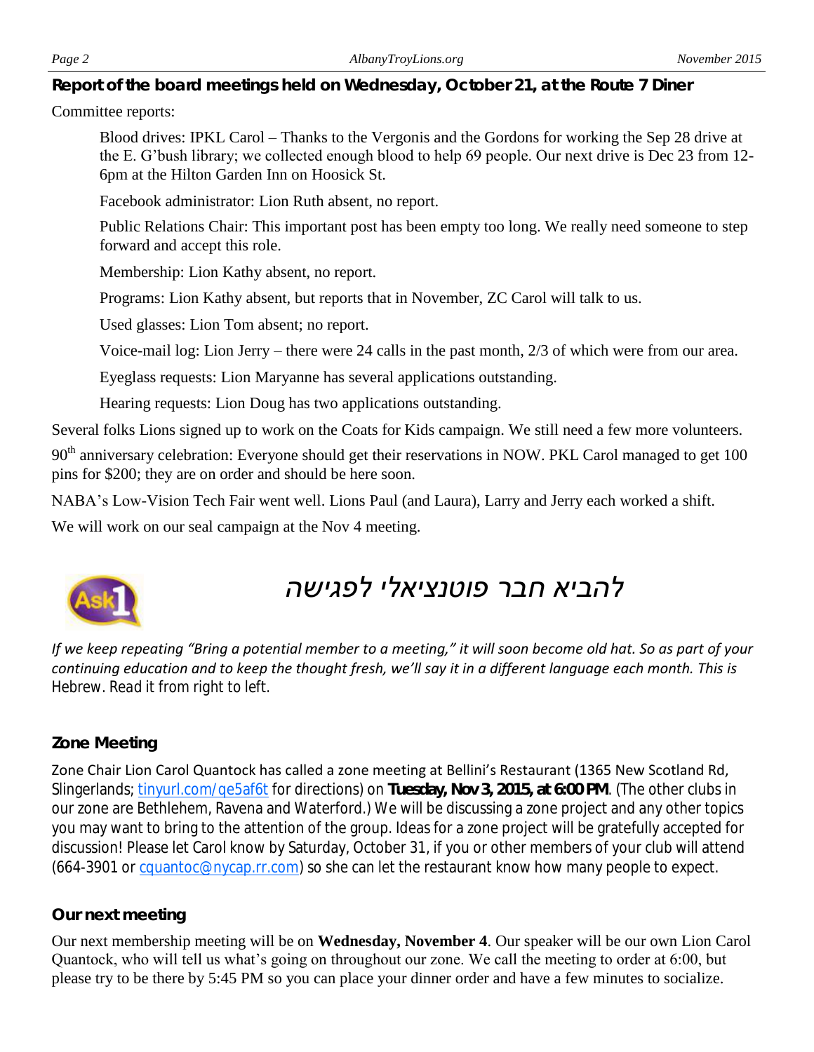### Report of the board meetings held on Wednesday, October 21, at the Route 7 Diner

Committee reports:

Blood drives: IPKL Carol – Thanks to the Vergonis and the Gordons for working the Sep 28 drive at the E. G'bush library; we collected enough blood to help 69 people. Our next drive is Dec 23 from 12-6pm at the Hilton Garden Inn on Hoosick St.

Facebook administrator: Lion Ruth absent, no report.

Public Relations Chair: This important post has been empty too long. We really need someone to step forward and accept this role.

Membership: Lion Kathy absent, no report.

Programs: Lion Kathy absent, but reports that in November, ZC Carol will talk to us.

Used glasses: Lion Tom absent; no report.

Voice-mail log: Lion Jerry – there were 24 calls in the past month, 2/3 of which were from our area.

Eyeglass requests: Lion Maryanne has several applications outstanding.

Hearing requests: Lion Doug has two applications outstanding.

Several folks Lions signed up to work on the Coats for Kids campaign. We still need a few more volunteers.

90th anniversary celebration: Everyone should get their reservations in NOW. PKL Carol managed to get 100 pins for $200; they are on order and should be here soon.

NABA's Low-Vision Tech Fair went well. Lions Paul (and Laura), Larry and Jerry each worked a shift.

We will work on our seal campaign at the Nov 4 meeting.

Ask1

*להביא חבר פוטנציאלי לפגישה*

*If we keep repeating "Bring a potential member to a meeting," it will soon become old hat. So as part of your continuing education and to keep the thought fresh, we'll say it in a different language each month. This is Hebrew. Read it from right to left.*

### Zone Meeting

Zone Chair Lion Carol Quantock has called a zone meeting at Bellini's Restaurant (1365 New Scotland Rd, Slingerlands; tinyurl.com/qe5af6t for directions) on **Tuesday, Nov 3, 2015, at 6:00 PM**. (The other clubs in our zone are Bethlehem, Ravena and Waterford.) We will be discussing a zone project and any other topics you may want to bring to the attention of the group. Ideas for a zone project will be gratefully accepted for discussion! Please let Carol know by Saturday, October 31, if you or other members of your club will attend (664-3901 or cquantoc@nycap.rr.com) so she can let the restaurant know how many people to expect.

### Our next meeting

Our next membership meeting will be on **Wednesday, November 4**. Our speaker will be our own Lion Carol Quantock, who will tell us what's going on throughout our zone. We call the meeting to order at 6:00, but please try to be there by 5:45 PM so you can place your dinner order and have a few minutes to socialize.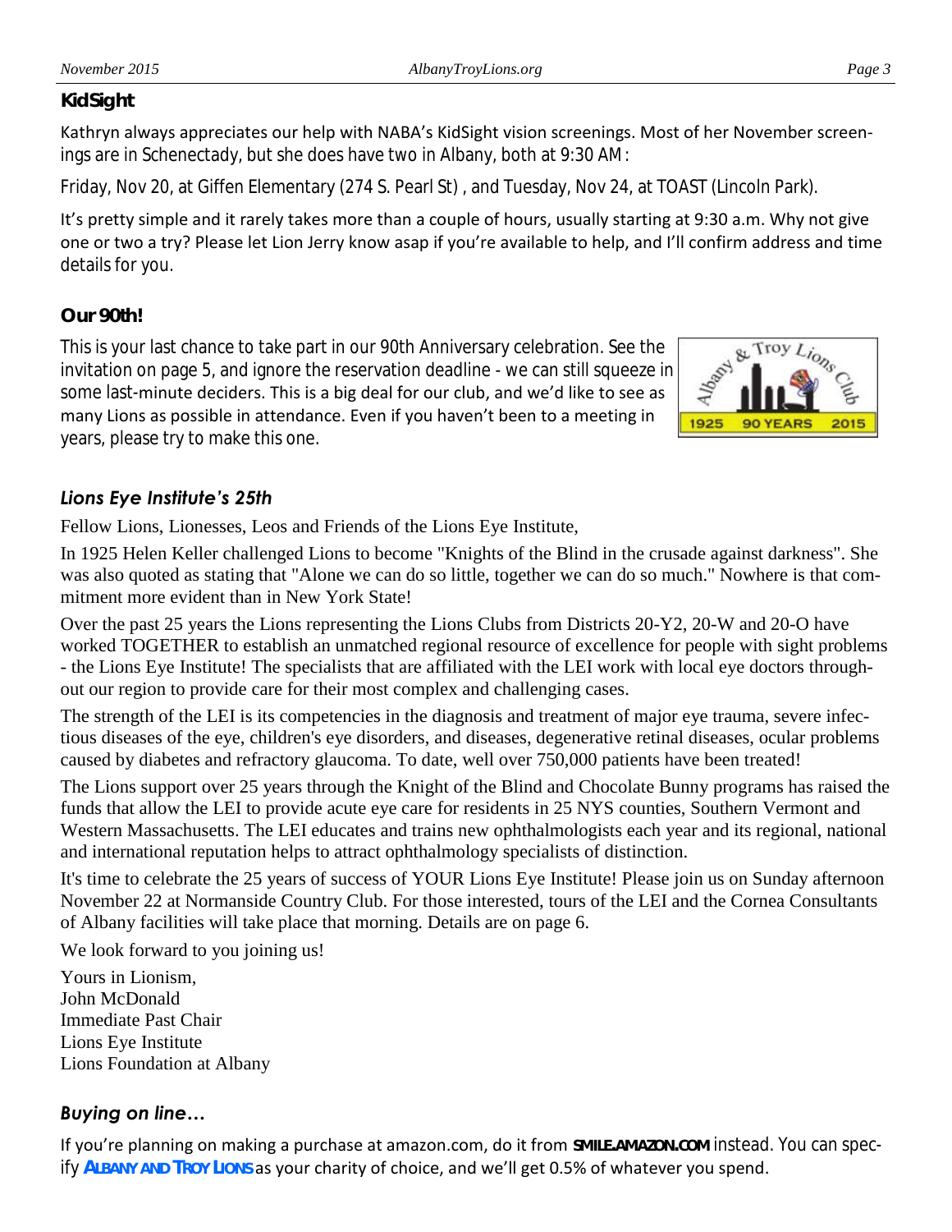### KidSight

Kathryn always appreciates our help with NABA's KidSight vision screenings. Most of her November screenings are in Schenectady, but she does have two in Albany, both at 9:30 AM:

Friday, Nov 20, at Giffen Elementary (274 S. Pearl St) , and Tuesday, Nov 24, at TOAST (Lincoln Park).

It's pretty simple and it rarely takes more than a couple of hours, usually starting at 9:30 a.m. Why not give one or two a try? Please let Lion Jerry know asap if you're available to help, and I'll confirm address and time details for you.

### Our 90th!

This is your last chance to take part in our 90th Anniversary celebration. See the invitation on page 5, and ignore the reservation deadline - we can still squeeze in some last-minute deciders. This is a big deal for our club, and we'd like to see as many Lions as possible in attendance. Even if you haven't been to a meeting in years, please try to make this one.

### *Lions Eye Institute's 25th*

Fellow Lions, Lionesses, Leos and Friends of the Lions Eye Institute,

In 1925 Helen Keller challenged Lions to become "Knights of the Blind in the crusade against darkness". She was also quoted as stating that "Alone we can do so little, together we can do so much." Nowhere is that commitment more evident than in New York State!

Over the past 25 years the Lions representing the Lions Clubs from Districts 20-Y2, 20-W and 20-O have worked TOGETHER to establish an unmatched regional resource of excellence for people with sight problems - the Lions Eye Institute! The specialists that are affiliated with the LEI work with local eye doctors throughout our region to provide care for their most complex and challenging cases.

The strength of the LEI is its competencies in the diagnosis and treatment of major eye trauma, severe infectious diseases of the eye, children's eye disorders, and diseases, degenerative retinal diseases, ocular problems caused by diabetes and refractory glaucoma. To date, well over 750,000 patients have been treated!

The Lions support over 25 years through the Knight of the Blind and Chocolate Bunny programs has raised the funds that allow the LEI to provide acute eye care for residents in 25 NYS counties, Southern Vermont and Western Massachusetts. The LEI educates and trains new ophthalmologists each year and its regional, national and international reputation helps to attract ophthalmology specialists of distinction.

It's time to celebrate the 25 years of success of YOUR Lions Eye Institute! Please join us on Sunday afternoon November 22 at Normanside Country Club. For those interested, tours of the LEI and the Cornea Consultants of Albany facilities will take place that morning. Details are on page 6.

We look forward to you joining us!

Yours in Lionism,
John McDonald
Immediate Past Chair
Lions Eye Institute
Lions Foundation at Albany

### *Buying on line…*

If you're planning on making a purchase at amazon.com, do it from **SMILE.AMAZON.COM** instead. You can specify **ALBANY AND TROY LIONS** as your charity of choice, and we'll get 0.5% of whatever you spend.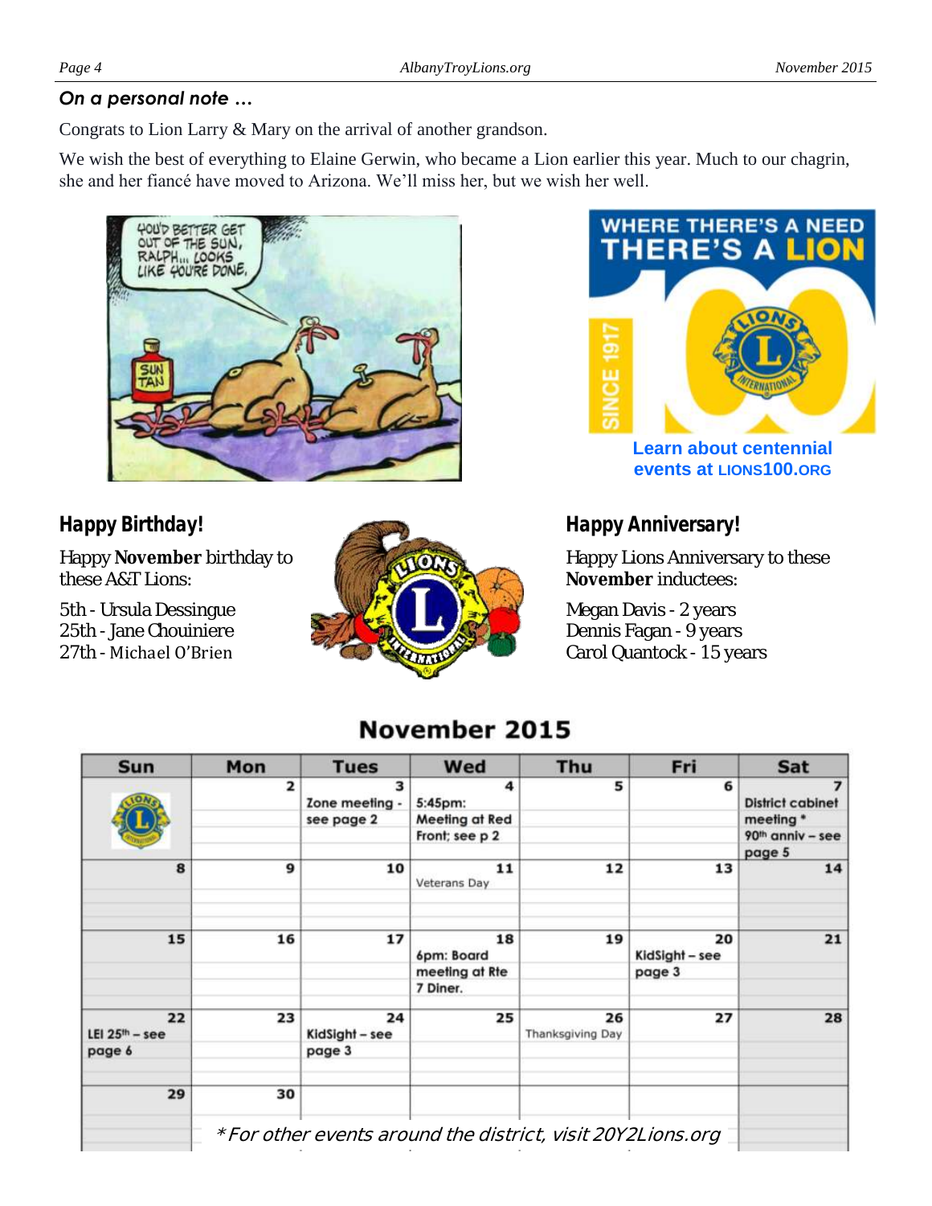### *On a personal note …*

Congrats to Lion Larry & Mary on the arrival of another grandson.

We wish the best of everything to Elaine Gerwin, who became a Lion earlier this year. Much to our chagrin, she and her fiancé have moved to Arizona. We'll miss her, but we wish her well.

**Learn about centennial events at LIONS100.ORG**

## Happy Birthday!

Happy **November** birthday to these A&T Lions:

5th - Ursula Dessingue
25th - Jane Chouiniere
27th - Michael O'Brien

## Happy Anniversary!

Happy Lions Anniversary to these **November** inductees:

Megan Davis - 2 years
Dennis Fagan - 9 years
Carol Quantock - 15 years

## November 2015

| Sun | Mon | Tues | Wed | Thu | Fri | Sat |
|---|---|---|---|---|---|---|
| | 2 | 3 Zone meeting - see page 2 | 4 5:45pm: Meeting at Red Front; see p 2 | 5 | 6 | 7 District cabinet meeting * 90th anniv – see page 5 |
| 8 | 9 | 10 | 11 Veterans Day | 12 | 13 | 14 |
| 15 | 16 | 17 | 18 6pm: Board meeting at Rte 7 Diner. | 19 | 20 KidSight – see page 3 | 21 |
| 22 LEI 25th – see page 6 | 23 | 24 KidSight – see page 3 | 25 | 26 Thanksgiving Day | 27 | 28 |
| 29 | 30 | | | | | |

*For other events around the district, visit 20Y2Lions.org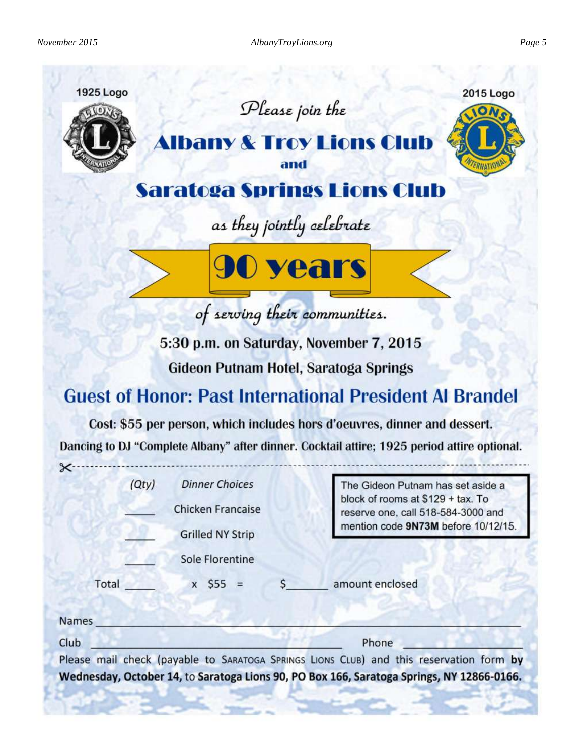1925 Logo

2015 Logo

*Please join the*

# Albany & Troy Lions Club

**and**

# Saratoga Springs Lions Club

*as they jointly celebrate*

# 90 years

*of serving their communities.*

**5:30 p.m. on Saturday, November 7, 2015**

**Gideon Putnam Hotel, Saratoga Springs**

## Guest of Honor: Past International President Al Brandel

**Cost: $55 per person, which includes hors d'oeuvres, dinner and dessert.**

**Dancing to DJ "Complete Albany" after dinner. Cocktail attire; 1925 period attire optional.**

---

| *(Qty)* | *Dinner Choices* |
|---|---|
| _____ | Chicken Francaise |
| _____ | Grilled NY Strip |
| _____ | Sole Florentine |

> The Gideon Putnam has set aside a block of rooms at $129 + tax. To reserve one, call 518-584-3000 and mention code **9N73M** before 10/12/15.

Total _____ x $55 = $_______ amount enclosed

Names ____________________________________________

Club ______________________________ Phone ______________

Please mail check (payable to SARATOGA SPRINGS LIONS CLUB) and this reservation form **by Wednesday, October 14,** to **Saratoga Lions 90, PO Box 166, Saratoga Springs, NY 12866-0166.**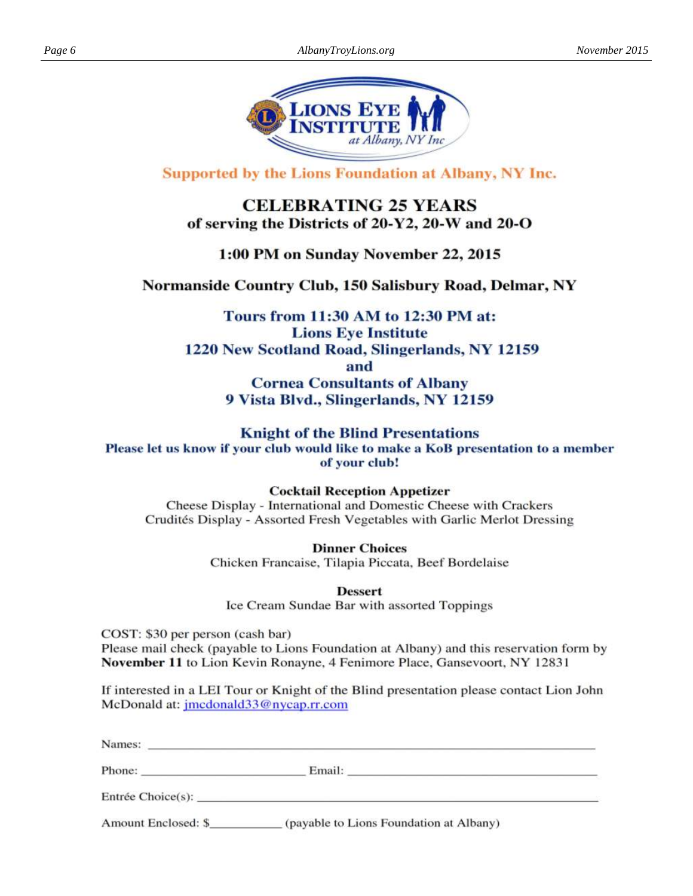LIONS EYE INSTITUTE at Albany, NY Inc

**Supported by the Lions Foundation at Albany, NY Inc.**

# CELEBRATING 25 YEARS

## of serving the Districts of 20-Y2, 20-W and 20-O

**1:00 PM on Sunday November 22, 2015**

**Normanside Country Club, 150 Salisbury Road, Delmar, NY**

**Tours from 11:30 AM to 12:30 PM at:**
**Lions Eye Institute**
**1220 New Scotland Road, Slingerlands, NY 12159**
**and**
**Cornea Consultants of Albany**
**9 Vista Blvd., Slingerlands, NY 12159**

### Knight of the Blind Presentations

**Please let us know if your club would like to make a KoB presentation to a member of your club!**

**Cocktail Reception Appetizer**

Cheese Display - International and Domestic Cheese with Crackers
Crudités Display - Assorted Fresh Vegetables with Garlic Merlot Dressing

**Dinner Choices**

Chicken Francaise, Tilapia Piccata, Beef Bordelaise

**Dessert**

Ice Cream Sundae Bar with assorted Toppings

COST: $30 per person (cash bar)
Please mail check (payable to Lions Foundation at Albany) and this reservation form by **November 11** to Lion Kevin Ronayne, 4 Fenimore Place, Gansevoort, NY 12831

If interested in a LEI Tour or Knight of the Blind presentation please contact Lion John McDonald at: jmcdonald33@nycap.rr.com

Names: ______________________________________________

Phone: ____________________ Email: ____________________________

Entrée Choice(s): _______________________________________

Amount Enclosed: $__________ (payable to Lions Foundation at Albany)